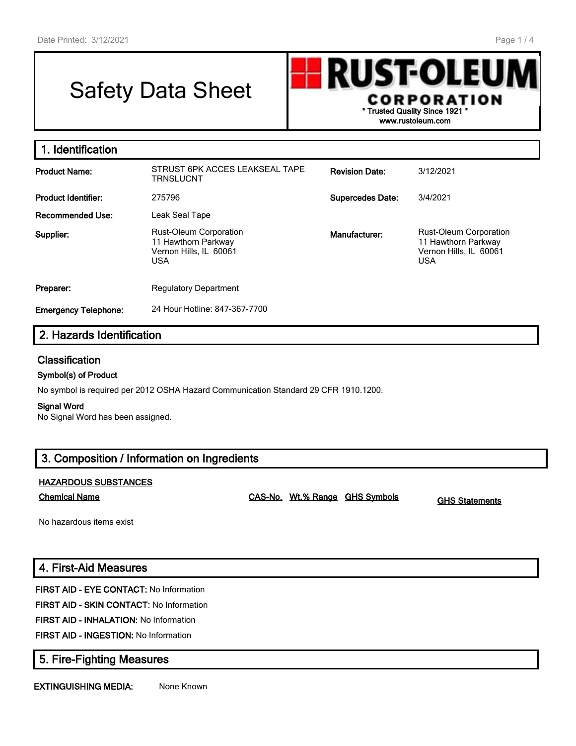# Safety Data Sheet

**RUST-OLEUM CORPORATION**
\* Trusted Quality Since 1921 \*
www.rustoleum.com

## 1. Identification

| | | | |
|---|---|---|---|
| **Product Name:** | STRUST 6PK ACCES LEAKSEAL TAPE TRNSLUCNT | **Revision Date:** | 3/12/2021 |
| **Product Identifier:** | 275796 | **Supercedes Date:** | 3/4/2021 |
| **Recommended Use:** | Leak Seal Tape | | |
| **Supplier:** | Rust-Oleum Corporation<br>11 Hawthorn Parkway<br>Vernon Hills, IL 60061<br>USA | **Manufacturer:** | Rust-Oleum Corporation<br>11 Hawthorn Parkway<br>Vernon Hills, IL 60061<br>USA |
| **Preparer:** | Regulatory Department | | |
| **Emergency Telephone:** | 24 Hour Hotline: 847-367-7700 | | |

## 2. Hazards Identification

### Classification

**Symbol(s) of Product**

No symbol is required per 2012 OSHA Hazard Communication Standard 29 CFR 1910.1200.

**Signal Word**

No Signal Word has been assigned.

## 3. Composition / Information on Ingredients

**HAZARDOUS SUBSTANCES**

| Chemical Name | CAS-No. | Wt.% Range | GHS Symbols | GHS Statements |
|---|---|---|---|---|

No hazardous items exist

## 4. First-Aid Measures

**FIRST AID - EYE CONTACT:** No Information

**FIRST AID - SKIN CONTACT:** No Information

**FIRST AID - INHALATION:** No Information

**FIRST AID - INGESTION:** No Information

## 5. Fire-Fighting Measures

**EXTINGUISHING MEDIA:** None Known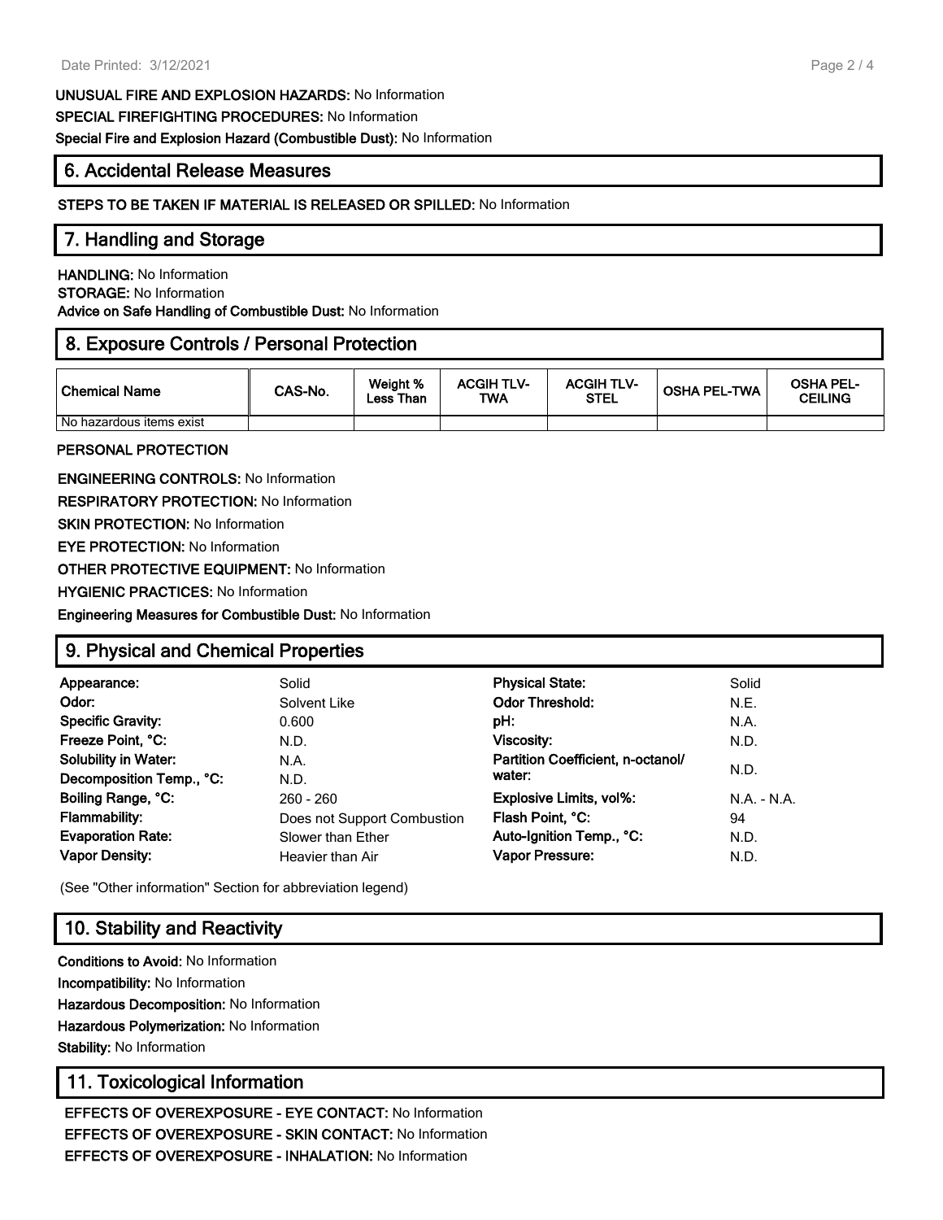**UNUSUAL FIRE AND EXPLOSION HAZARDS:** No Information

**SPECIAL FIREFIGHTING PROCEDURES:** No Information

**Special Fire and Explosion Hazard (Combustible Dust):** No Information

## 6. Accidental Release Measures

**STEPS TO BE TAKEN IF MATERIAL IS RELEASED OR SPILLED:** No Information

## 7. Handling and Storage

**HANDLING:** No Information

**STORAGE:** No Information

**Advice on Safe Handling of Combustible Dust:** No Information

## 8. Exposure Controls / Personal Protection

| Chemical Name | CAS-No. | Weight % Less Than | ACGIH TLV-TWA | ACGIH TLV-STEL | OSHA PEL-TWA | OSHA PEL-CEILING |
|---|---|---|---|---|---|---|
| No hazardous items exist | | | | | | |

**PERSONAL PROTECTION**

**ENGINEERING CONTROLS:** No Information

**RESPIRATORY PROTECTION:** No Information

**SKIN PROTECTION:** No Information

**EYE PROTECTION:** No Information

**OTHER PROTECTIVE EQUIPMENT:** No Information

**HYGIENIC PRACTICES:** No Information

**Engineering Measures for Combustible Dust:** No Information

## 9. Physical and Chemical Properties

| | | | |
|---|---|---|---|
| **Appearance:** | Solid | **Physical State:** | Solid |
| **Odor:** | Solvent Like | **Odor Threshold:** | N.E. |
| **Specific Gravity:** | 0.600 | **pH:** | N.A. |
| **Freeze Point, °C:** | N.D. | **Viscosity:** | N.D. |
| **Solubility in Water:** | N.A. | **Partition Coefficient, n-octanol/ water:** | N.D. |
| **Decomposition Temp., °C:** | N.D. | | |
| **Boiling Range, °C:** | 260 - 260 | **Explosive Limits, vol%:** | N.A. - N.A. |
| **Flammability:** | Does not Support Combustion | **Flash Point, °C:** | 94 |
| **Evaporation Rate:** | Slower than Ether | **Auto-Ignition Temp., °C:** | N.D. |
| **Vapor Density:** | Heavier than Air | **Vapor Pressure:** | N.D. |

(See "Other information" Section for abbreviation legend)

## 10. Stability and Reactivity

**Conditions to Avoid:** No Information

**Incompatibility:** No Information

**Hazardous Decomposition:** No Information

**Hazardous Polymerization:** No Information

**Stability:** No Information

## 11. Toxicological Information

**EFFECTS OF OVEREXPOSURE - EYE CONTACT:** No Information

**EFFECTS OF OVEREXPOSURE - SKIN CONTACT:** No Information

**EFFECTS OF OVEREXPOSURE - INHALATION:** No Information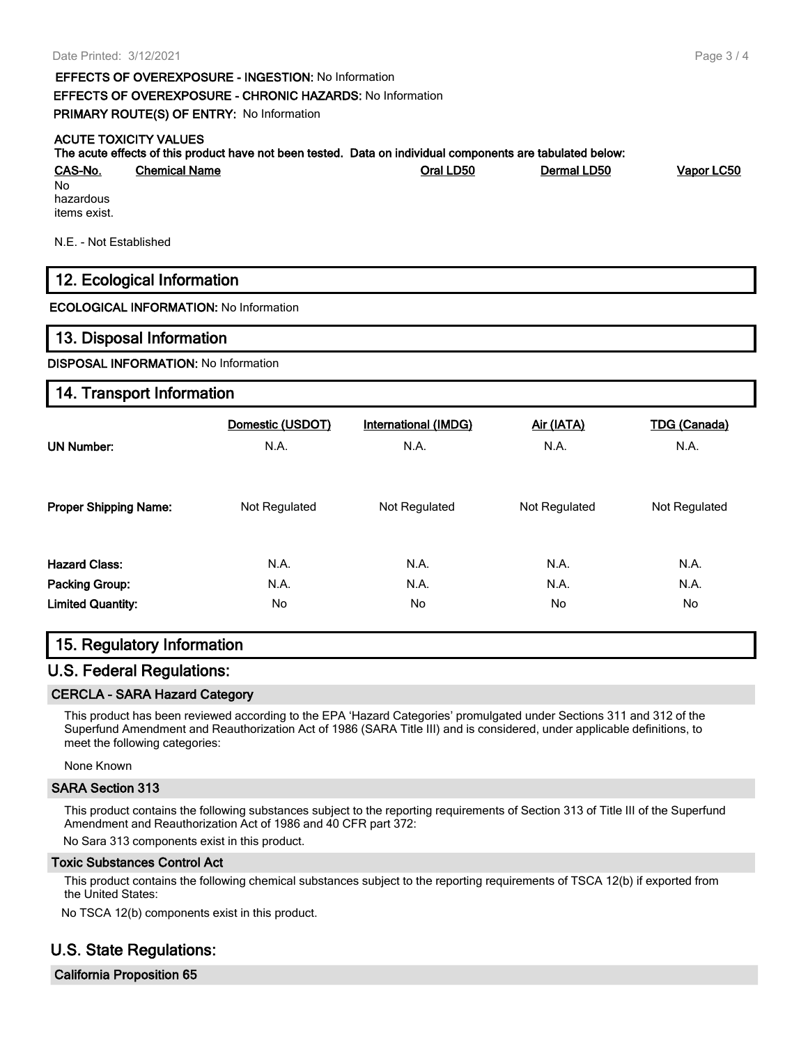**EFFECTS OF OVEREXPOSURE - INGESTION:** No Information

**EFFECTS OF OVEREXPOSURE - CHRONIC HAZARDS:** No Information

**PRIMARY ROUTE(S) OF ENTRY:** No Information

**ACUTE TOXICITY VALUES**

**The acute effects of this product have not been tested. Data on individual components are tabulated below:**

| CAS-No. | Chemical Name | Oral LD50 | Dermal LD50 | Vapor LC50 |
|---|---|---|---|---|
| No hazardous items exist. | | | | |

N.E. - Not Established

## 12. Ecological Information

**ECOLOGICAL INFORMATION:** No Information

## 13. Disposal Information

**DISPOSAL INFORMATION:** No Information

## 14. Transport Information

| | Domestic (USDOT) | International (IMDG) | Air (IATA) | TDG (Canada) |
|---|---|---|---|---|
| **UN Number:** | N.A. | N.A. | N.A. | N.A. |
| **Proper Shipping Name:** | Not Regulated | Not Regulated | Not Regulated | Not Regulated |
| **Hazard Class:** | N.A. | N.A. | N.A. | N.A. |
| **Packing Group:** | N.A. | N.A. | N.A. | N.A. |
| **Limited Quantity:** | No | No | No | No |

## 15. Regulatory Information

## U.S. Federal Regulations:

### CERCLA - SARA Hazard Category

This product has been reviewed according to the EPA 'Hazard Categories' promulgated under Sections 311 and 312 of the Superfund Amendment and Reauthorization Act of 1986 (SARA Title III) and is considered, under applicable definitions, to meet the following categories:

None Known

### SARA Section 313

This product contains the following substances subject to the reporting requirements of Section 313 of Title III of the Superfund Amendment and Reauthorization Act of 1986 and 40 CFR part 372:

No Sara 313 components exist in this product.

### Toxic Substances Control Act

This product contains the following chemical substances subject to the reporting requirements of TSCA 12(b) if exported from the United States:

No TSCA 12(b) components exist in this product.

## U.S. State Regulations:

### California Proposition 65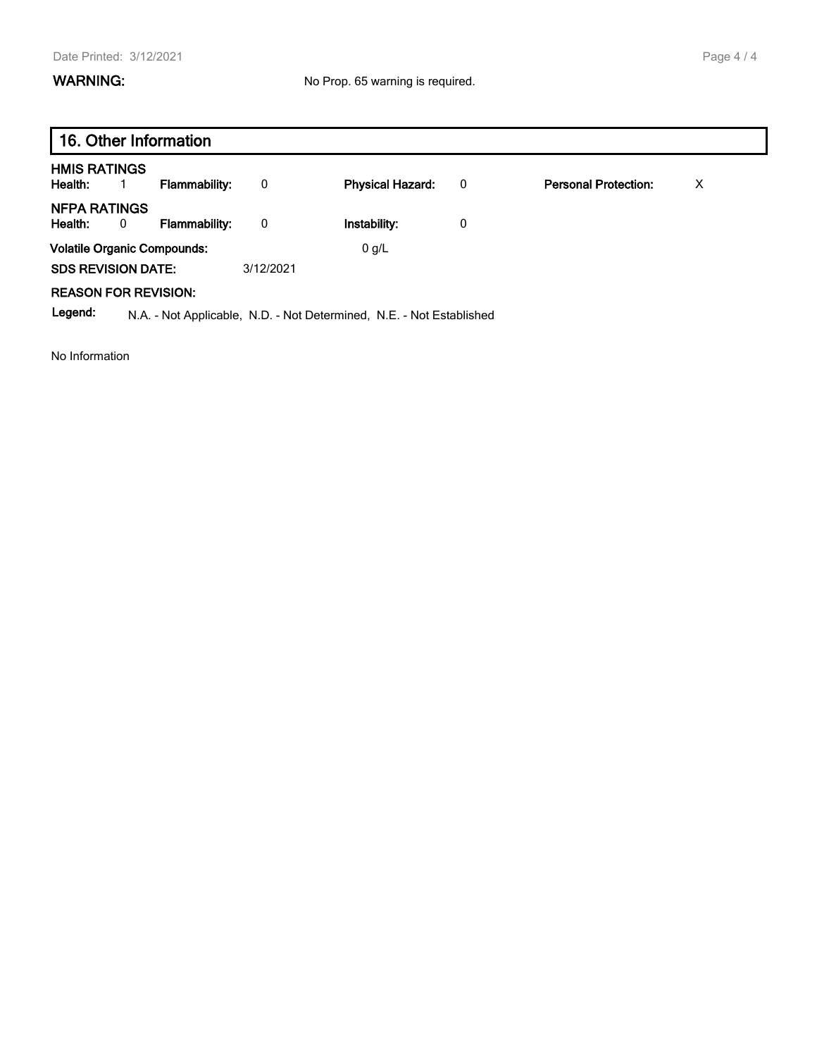**WARNING:** No Prop. 65 warning is required.

## 16. Other Information

**HMIS RATINGS**

| | | | | | | | |
|---|---|---|---|---|---|---|---|
| **Health:** | 1 | **Flammability:** | 0 | **Physical Hazard:** | 0 | **Personal Protection:** | X |

**NFPA RATINGS**

| | | | | | |
|---|---|---|---|---|---|
| **Health:** | 0 | **Flammability:** | 0 | **Instability:** | 0 |

**Volatile Organic Compounds:** 0 g/L

**SDS REVISION DATE:** 3/12/2021

**REASON FOR REVISION:**

**Legend:** N.A. - Not Applicable, N.D. - Not Determined, N.E. - Not Established

No Information